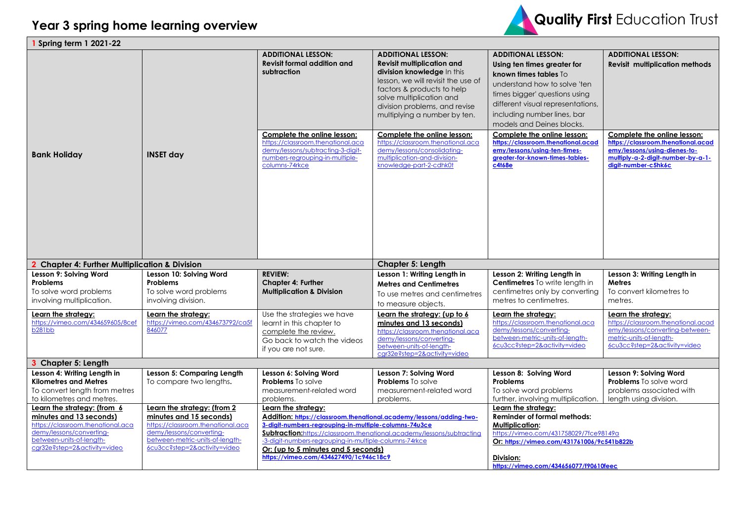# Year 3 spring home learning overview

**Quality First** Education Trust

| **1 Spring term 1 2021-22** | | | | | |
|---|---|---|---|---|---|
| **Bank Holiday** | **INSET day** | **ADDITIONAL LESSON: Revisit formal addition and subtraction**<br><br>**Complete the online lesson:** https://classroom.thenational.academy/lessons/subtracting-3-digit-numbers-regrouping-in-multiple-columns-74rkce | **ADDITIONAL LESSON: Revisit multiplication and division knowledge** In this lesson, we will revisit the use of factors & products to help solve multiplication and division problems, and revise multiplying a number by ten.<br><br>**Complete the online lesson:** https://classroom.thenational.academy/lessons/consolidating-multiplication-and-division-knowledge-part-2-cdhk0t | **ADDITIONAL LESSON: Using ten times greater for known times tables** To understand how to solve 'ten times bigger' questions using different visual representations, including number lines, bar models and Deines blocks.<br><br>**Complete the online lesson:** **https://classroom.thenational.academy/lessons/using-ten-times-greater-for-known-times-tables-c4t68e** | **ADDITIONAL LESSON: Revisit multiplication methods**<br><br>**Complete the online lesson:** **https://classroom.thenational.academy/lessons/using-dienes-to-multiply-a-2-digit-number-by-a-1-digit-number-c5hk6c** |
| **2 Chapter 4: Further Multiplication & Division** | | | **Chapter 5: Length** | | |
| **Lesson 9: Solving Word Problems** To solve word problems involving multiplication. | **Lesson 10: Solving Word Problems** To solve word problems involving division. | **REVIEW: Chapter 4: Further Multiplication & Division** | **Lesson 1: Writing Length in Metres and Centimetres** To use metres and centimetres to measure objects. | **Lesson 2: Writing Length in Centimetres** To write length in centimetres only by converting metres to centimetres. | **Lesson 3: Writing Length in Metres** To convert kilometres to metres. |
| **Learn the strategy:** https://vimeo.com/434659605/8cefb281bb | **Learn the strategy:** https://vimeo.com/434673792/ca5f846077 | Use the strategies we have learnt in this chapter to complete the review. Go back to watch the videos if you are not sure. | **Learn the strategy: (up to 6 minutes and 13 seconds)** https://classroom.thenational.academy/lessons/converting-between-units-of-length-cgr32e?step=2&activity=video | **Learn the strategy:** https://classroom.thenational.academy/lessons/converting-between-metric-units-of-length-6cu3cc?step=2&activity=video | **Learn the strategy:** https://classroom.thenational.academy/lessons/converting-between-metric-units-of-length-6cu3cc?step=2&activity=video |
| **3 Chapter 5: Length** | | | | | |
| **Lesson 4: Writing Length in Kilometres and Metres** To convert length from metres to kilometres and metres. | **Lesson 5: Comparing Length** To compare two lengths**.** | **Lesson 6: Solving Word Problems** To solve measurement-related word problems. | **Lesson 7: Solving Word Problems** To solve measurement-related word problems. | **Lesson 8: Solving Word Problems** To solve word problems further, involving multiplication. | **Lesson 9: Solving Word Problems** To solve word problems associated with length using division. |
| **Learn the strategy: (from 6 minutes and 13 seconds)** https://classroom.thenational.academy/lessons/converting-between-units-of-length-cgr32e?step=2&activity=video | **Learn the strategy: (from 2 minutes and 15 seconds)** https://classroom.thenational.academy/lessons/converting-between-metric-units-of-length-6cu3cc?step=2&activity=video | **Learn the strategy:**<br>**Addition:** **https://classroom.thenational.academy/lessons/adding-two-3-digit-numbers-regrouping-in-multiple-columns-74u3ce**<br>**Subtraction:** https://classroom.thenational.academy/lessons/subtracting-3-digit-numbers-regrouping-in-multiple-columns-74rkce<br>**Or: (up to 5 minutes and 5 seconds)** **https://vimeo.com/434627490/1c946c18c9** | | **Learn the strategy:**<br>**Reminder of formal methods:**<br>**Multiplication:** https://vimeo.com/431758029/7fce98149a<br>**Or: https://vimeo.com/431761006/9c541b822b**<br><br>**Division:** **https://vimeo.com/434656077/f90610feec** | |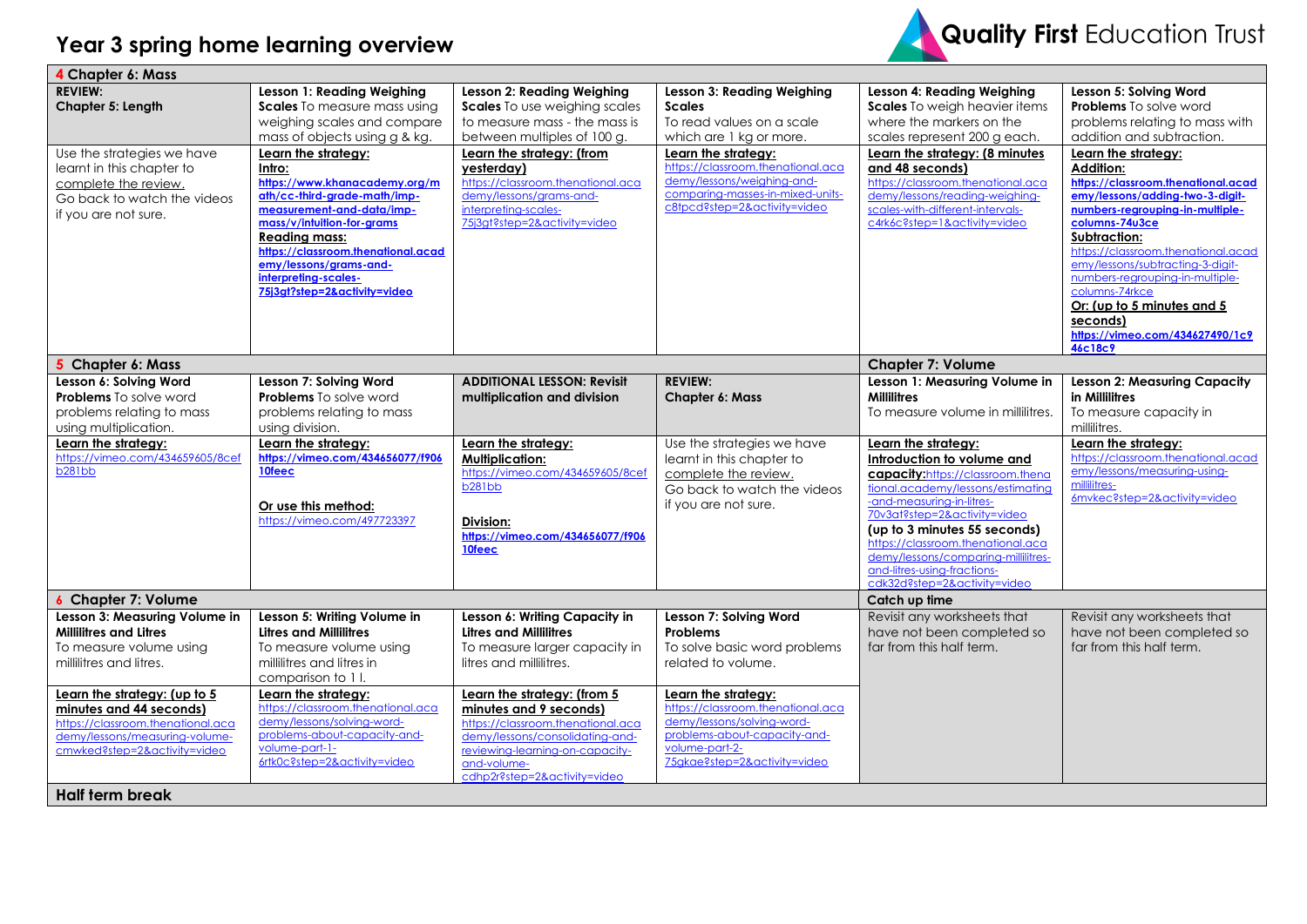# Year 3 spring home learning overview

Quality First Education Trust

| 4 Chapter 6: Mass | | | | | |
|---|---|---|---|---|---|
| **REVIEW: Chapter 5: Length** | **Lesson 1: Reading Weighing Scales** To measure mass using weighing scales and compare mass of objects using g & kg. | **Lesson 2: Reading Weighing Scales** To use weighing scales to measure mass - the mass is between multiples of 100 g. | **Lesson 3: Reading Weighing Scales** To read values on a scale which are 1 kg or more. | **Lesson 4: Reading Weighing Scales** To weigh heavier items where the markers on the scales represent 200 g each. | **Lesson 5: Solving Word Problems** To solve word problems relating to mass with addition and subtraction. |
| Use the strategies we have learnt in this chapter to complete the review. Go back to watch the videos if you are not sure. | **Learn the strategy:** **Intro:** **https://www.khanacademy.org/math/cc-third-grade-math/imp-measurement-and-data/imp-mass/v/intuition-for-grams** **Reading mass:** **https://classroom.thenational.academy/lessons/grams-and-interpreting-scales-75j3gt?step=2&activity=video** | **Learn the strategy: (from yesterday)** https://classroom.thenational.academy/lessons/grams-and-interpreting-scales-75j3gt?step=2&activity=video | **Learn the strategy:** https://classroom.thenational.academy/lessons/weighing-and-comparing-masses-in-mixed-units-c8tpcd?step=2&activity=video | **Learn the strategy: (8 minutes and 48 seconds)** https://classroom.thenational.academy/lessons/reading-weighing-scales-with-different-intervals-c4rk6c?step=1&activity=video | **Learn the strategy:** **Addition:** **https://classroom.thenational.academy/lessons/adding-two-3-digit-numbers-regrouping-in-multiple-columns-74u3ce** **Subtraction:** https://classroom.thenational.academy/lessons/subtracting-3-digit-numbers-regrouping-in-multiple-columns-74rkce **Or: (up to 5 minutes and 5 seconds)** **https://vimeo.com/434627490/1c946c18c9** |
| **5 Chapter 6: Mass** | | | | **Chapter 7: Volume** | |
| **Lesson 6: Solving Word Problems** To solve word problems relating to mass using multiplication. | **Lesson 7: Solving Word Problems** To solve word problems relating to mass using division. | **ADDITIONAL LESSON: Revisit multiplication and division** | **REVIEW: Chapter 6: Mass** | **Lesson 1: Measuring Volume in Millilitres** To measure volume in millilitres. | **Lesson 2: Measuring Capacity in Millilitres** To measure capacity in millilitres. |
| **Learn the strategy:** https://vimeo.com/434659605/8cefb281bb | **Learn the strategy:** **https://vimeo.com/434656077/f90610feec** **Or use this method:** https://vimeo.com/497723397 | **Learn the strategy:** **Multiplication:** https://vimeo.com/434659605/8cefb281bb **Division:** **https://vimeo.com/434656077/f90610feec** | Use the strategies we have learnt in this chapter to complete the review. Go back to watch the videos if you are not sure. | **Learn the strategy:** **Introduction to volume and capacity:** https://classroom.thenational.academy/lessons/estimating-and-measuring-in-litres-70v3at?step=2&activity=video **(up to 3 minutes 55 seconds)** https://classroom.thenational.academy/lessons/comparing-millilitres-and-litres-using-fractions-cdk32d?step=2&activity=video | **Learn the strategy:** https://classroom.thenational.academy/lessons/measuring-using-millilitres-6mvkec?step=2&activity=video |
| **6 Chapter 7: Volume** | | | | **Catch up time** | |
| **Lesson 3: Measuring Volume in Millilitres and Litres** To measure volume using millilitres and litres. | **Lesson 5: Writing Volume in Litres and Millilitres** To measure volume using millilitres and litres in comparison to 1 l. | **Lesson 6: Writing Capacity in Litres and Millilitres** To measure larger capacity in litres and millilitres. | **Lesson 7: Solving Word Problems** To solve basic word problems related to volume. | Revisit any worksheets that have not been completed so far from this half term. | Revisit any worksheets that have not been completed so far from this half term. |
| **Learn the strategy: (up to 5 minutes and 44 seconds)** https://classroom.thenational.academy/lessons/measuring-volume-cmwked?step=2&activity=video | **Learn the strategy:** https://classroom.thenational.academy/lessons/solving-word-problems-about-capacity-and-volume-part-1-6rtk0c?step=2&activity=video | **Learn the strategy: (from 5 minutes and 9 seconds)** https://classroom.thenational.academy/lessons/consolidating-and-reviewing-learning-on-capacity-and-volume-cdhp2r?step=2&activity=video | **Learn the strategy:** https://classroom.thenational.academy/lessons/solving-word-problems-about-capacity-and-volume-part-2-75gkae?step=2&activity=video | | |
| **Half term break** | | | | | |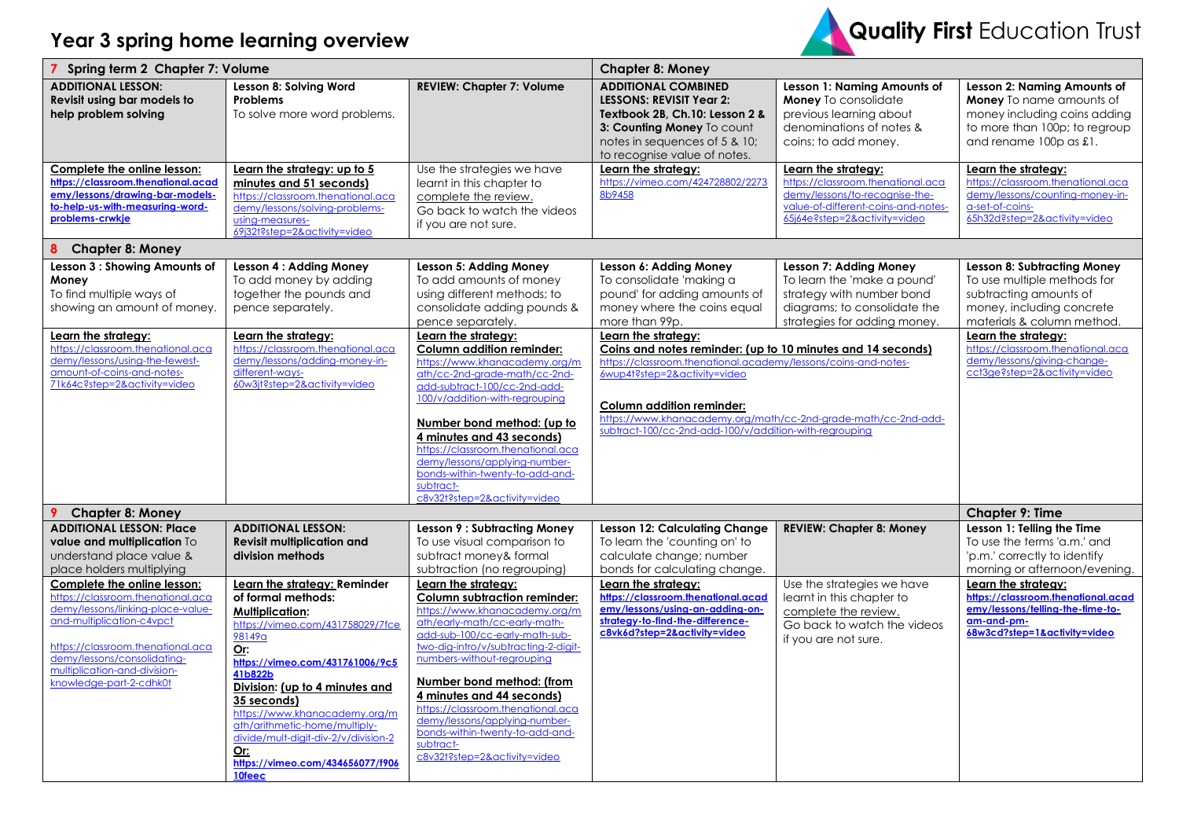# Year 3 spring home learning overview

**Quality First** Education Trust

| 7 Spring term 2 Chapter 7: Volume | | | Chapter 8: Money | | |
|---|---|---|---|---|---|
| **ADDITIONAL LESSON: Revisit using bar models to help problem solving** | **Lesson 8: Solving Word Problems** To solve more word problems. | **REVIEW: Chapter 7: Volume** | **ADDITIONAL COMBINED LESSONS: REVISIT Year 2: Textbook 2B, Ch.10: Lesson 2 & 3: Counting Money** To count notes in sequences of 5 & 10; to recognise value of notes. | **Lesson 1: Naming Amounts of Money** To consolidate previous learning about denominations of notes & coins; to add money. | **Lesson 2: Naming Amounts of Money** To name amounts of money including coins adding to more than 100p; to regroup and rename 100p as £1. |
| **Complete the online lesson:** **https://classroom.thenational.academy/lessons/drawing-bar-models-to-help-us-with-measuring-word-problems-crwkje** | **Learn the strategy: up to 5 minutes and 51 seconds)** https://classroom.thenational.academy/lessons/solving-problems-using-measures-69j32t?step=2&activity=video | Use the strategies we have learnt in this chapter to complete the review. Go back to watch the videos if you are not sure. | **Learn the strategy:** https://vimeo.com/424728802/22738b9458 | **Learn the strategy:** https://classroom.thenational.academy/lessons/to-recognise-the-value-of-different-coins-and-notes-65j64e?step=2&activity=video | **Learn the strategy:** https://classroom.thenational.academy/lessons/counting-money-in-a-set-of-coins-65h32d?step=2&activity=video |
| **8 Chapter 8: Money** | | | | | |
| **Lesson 3 : Showing Amounts of Money** To find multiple ways of showing an amount of money. | **Lesson 4 : Adding Money** To add money by adding together the pounds and pence separately. | **Lesson 5: Adding Money** To add amounts of money using different methods; to consolidate adding pounds & pence separately. | **Lesson 6: Adding Money** To consolidate 'making a pound' for adding amounts of money where the coins equal more than 99p. | **Lesson 7: Adding Money** To learn the 'make a pound' strategy with number bond diagrams; to consolidate the strategies for adding money. | **Lesson 8: Subtracting Money** To use multiple methods for subtracting amounts of money, including concrete materials & column method. |
| **Learn the strategy:** https://classroom.thenational.academy/lessons/using-the-fewest-amount-of-coins-and-notes-71k64c?step=2&activity=video | **Learn the strategy:** https://classroom.thenational.academy/lessons/adding-money-in-different-ways-60w3jt?step=2&activity=video | **Learn the strategy:** **Column addition reminder:** https://www.khanacademy.org/math/cc-2nd-grade-math/cc-2nd-add-subtract-100/cc-2nd-add-100/v/addition-with-regrouping **Number bond method: (up to 4 minutes and 43 seconds)** https://classroom.thenational.academy/lessons/applying-number-bonds-within-twenty-to-add-and-subtract-c8v32t?step=2&activity=video | **Learn the strategy:** **Coins and notes reminder: (up to 10 minutes and 14 seconds)** https://classroom.thenational.academy/lessons/coins-and-notes-6wup4t?step=2&activity=video **Column addition reminder:** https://www.khanacademy.org/math/cc-2nd-grade-math/cc-2nd-add-subtract-100/cc-2nd-add-100/v/addition-with-regrouping | | **Learn the strategy:** https://classroom.thenational.academy/lessons/giving-change-cct3ge?step=2&activity=video |
| **9 Chapter 8: Money** | | | | | **Chapter 9: Time** |
| **ADDITIONAL LESSON: Place value and multiplication** To understand place value & place holders multiplying | **ADDITIONAL LESSON: Revisit multiplication and division methods** | **Lesson 9 : Subtracting Money** To use visual comparison to subtract money& formal subtraction (no regrouping) | **Lesson 12: Calculating Change** To learn the 'counting on' to calculate change; number bonds for calculating change. | **REVIEW: Chapter 8: Money** | **Lesson 1: Telling the Time** To use the terms 'a.m.' and 'p.m.' correctly to identify morning or afternoon/evening. |
| **Complete the online lesson:** https://classroom.thenational.academy/lessons/linking-place-value-and-multiplication-c4vpct https://classroom.thenational.academy/lessons/consolidating-multiplication-and-division-knowledge-part-2-cdhk0t | **Learn the strategy: Reminder of formal methods:** **Multiplication:** https://vimeo.com/431758029/7fce98149a **Or:** **https://vimeo.com/431761006/9c541b822b** **Division: (up to 4 minutes and 35 seconds)** https://www.khanacademy.org/math/arithmetic-home/multiply-divide/mult-digit-div-2/v/division-2 **Or:** **https://vimeo.com/434656077/f90610feec** | **Learn the strategy:** **Column subtraction reminder:** https://www.khanacademy.org/math/early-math/cc-early-math-add-sub-100/cc-early-math-sub-two-dig-intro/v/subtracting-2-digit-numbers-without-regrouping **Number bond method: (from 4 minutes and 44 seconds)** https://classroom.thenational.academy/lessons/applying-number-bonds-within-twenty-to-add-and-subtract-c8v32t?step=2&activity=video | **Learn the strategy:** **https://classroom.thenational.academy/lessons/using-an-adding-on-strategy-to-find-the-difference-c8vk6d?step=2&activity=video** | Use the strategies we have learnt in this chapter to complete the review. Go back to watch the videos if you are not sure. | **Learn the strategy:** **https://classroom.thenational.academy/lessons/telling-the-time-to-am-and-pm-68w3cd?step=1&activity=video** |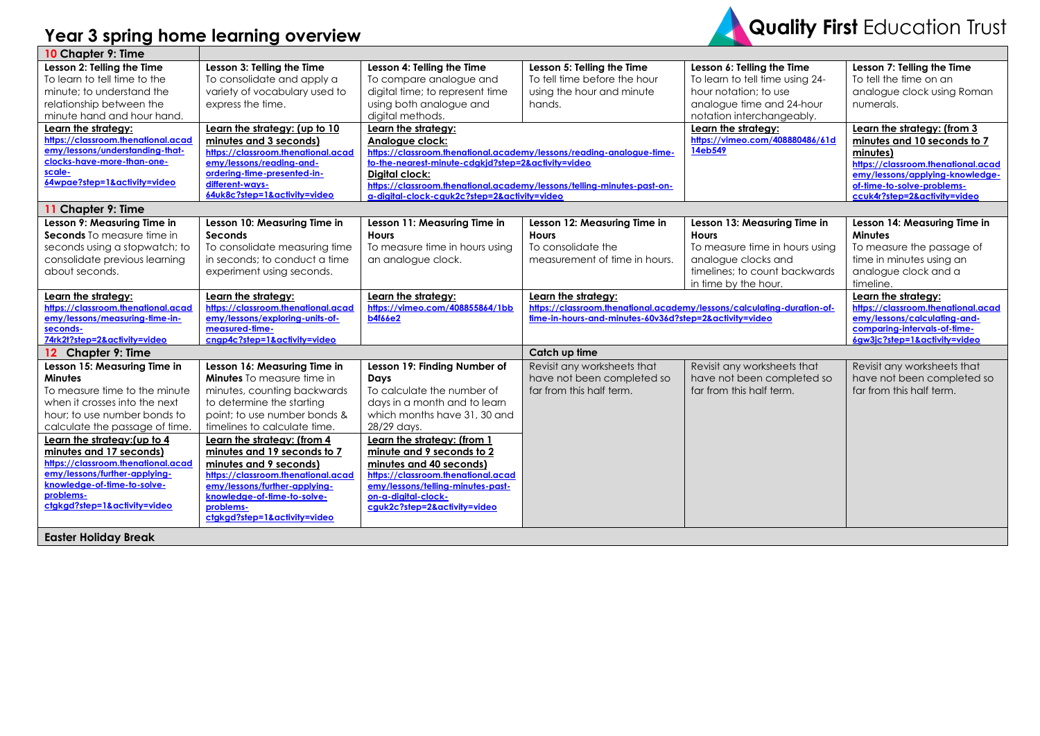# Year 3 spring home learning overview

Quality First Education Trust

| | | | | | |
|---|---|---|---|---|---|
| **10 Chapter 9: Time** | | | | | |
| **Lesson 2: Telling the Time** To learn to tell time to the minute; to understand the relationship between the minute hand and hour hand. | **Lesson 3: Telling the Time** To consolidate and apply a variety of vocabulary used to express the time. | **Lesson 4: Telling the Time** To compare analogue and digital time; to represent time using both analogue and digital methods. | **Lesson 5: Telling the Time** To tell time before the hour using the hour and minute hands. | **Lesson 6: Telling the Time** To learn to tell time using 24-hour notation; to use analogue time and 24-hour notation interchangeably. | **Lesson 7: Telling the Time** To tell the time on an analogue clock using Roman numerals. |
| **Learn the strategy:** https://classroom.thenational.academy/lessons/understanding-that-clocks-have-more-than-one-scale-64wpae?step=1&activity=video | **Learn the strategy: (up to 10 minutes and 3 seconds)** https://classroom.thenational.academy/lessons/reading-and-ordering-time-presented-in-different-ways-64uk8c?step=1&activity=video | **Learn the strategy:** **Analogue clock:** https://classroom.thenational.academy/lessons/reading-analogue-time-to-the-nearest-minute-cdgkjd?step=2&activity=video **Digital clock:** https://classroom.thenational.academy/lessons/telling-minutes-past-on-a-digital-clock-cguk2c?step=2&activity=video | | **Learn the strategy:** https://vimeo.com/408880486/61d14eb549 | **Learn the strategy: (from 3 minutes and 10 seconds to 7 minutes)** https://classroom.thenational.academy/lessons/applying-knowledge-of-time-to-solve-problems-ccuk4r?step=2&activity=video |
| **11 Chapter 9: Time** | | | | | |
| **Lesson 9: Measuring Time in Seconds** To measure time in seconds using a stopwatch; to consolidate previous learning about seconds. | **Lesson 10: Measuring Time in Seconds** To consolidate measuring time in seconds; to conduct a time experiment using seconds. | **Lesson 11: Measuring Time in Hours** To measure time in hours using an analogue clock. | **Lesson 12: Measuring Time in Hours** To consolidate the measurement of time in hours. | **Lesson 13: Measuring Time in Hours** To measure time in hours using analogue clocks and timelines; to count backwards in time by the hour. | **Lesson 14: Measuring Time in Minutes** To measure the passage of time in minutes using an analogue clock and a timeline. |
| **Learn the strategy:** https://classroom.thenational.academy/lessons/measuring-time-in-seconds-74rk2t?step=2&activity=video | **Learn the strategy:** https://classroom.thenational.academy/lessons/exploring-units-of-measured-time-cngp4c?step=1&activity=video | **Learn the strategy:** https://vimeo.com/408855864/1bbb4f66e2 | **Learn the strategy:** https://classroom.thenational.academy/lessons/calculating-duration-of-time-in-hours-and-minutes-60v36d?step=2&activity=video | | **Learn the strategy:** https://classroom.thenational.academy/lessons/calculating-and-comparing-intervals-of-time-6gw3jc?step=1&activity=video |
| **12 Chapter 9: Time** | | | **Catch up time** | | |
| **Lesson 15: Measuring Time in Minutes** To measure time to the minute when it crosses into the next hour; to use number bonds to calculate the passage of time. | **Lesson 16: Measuring Time in Minutes** To measure time in minutes, counting backwards to determine the starting point; to use number bonds & timelines to calculate time. | **Lesson 19: Finding Number of Days** To calculate the number of days in a month and to learn which months have 31, 30 and 28/29 days. | Revisit any worksheets that have not been completed so far from this half term. | Revisit any worksheets that have not been completed so far from this half term. | Revisit any worksheets that have not been completed so far from this half term. |
| **Learn the strategy:(up to 4 minutes and 17 seconds)** https://classroom.thenational.academy/lessons/further-applying-knowledge-of-time-to-solve-problems-ctgkgd?step=1&activity=video | **Learn the strategy: (from 4 minutes and 19 seconds to 7 minutes and 9 seconds)** https://classroom.thenational.academy/lessons/further-applying-knowledge-of-time-to-solve-problems-ctgkgd?step=1&activity=video | **Learn the strategy: (from 1 minute and 9 seconds to 2 minutes and 40 seconds)** https://classroom.thenational.academy/lessons/telling-minutes-past-on-a-digital-clock-cguk2c?step=2&activity=video | | | |
| **Easter Holiday Break** | | | | | |